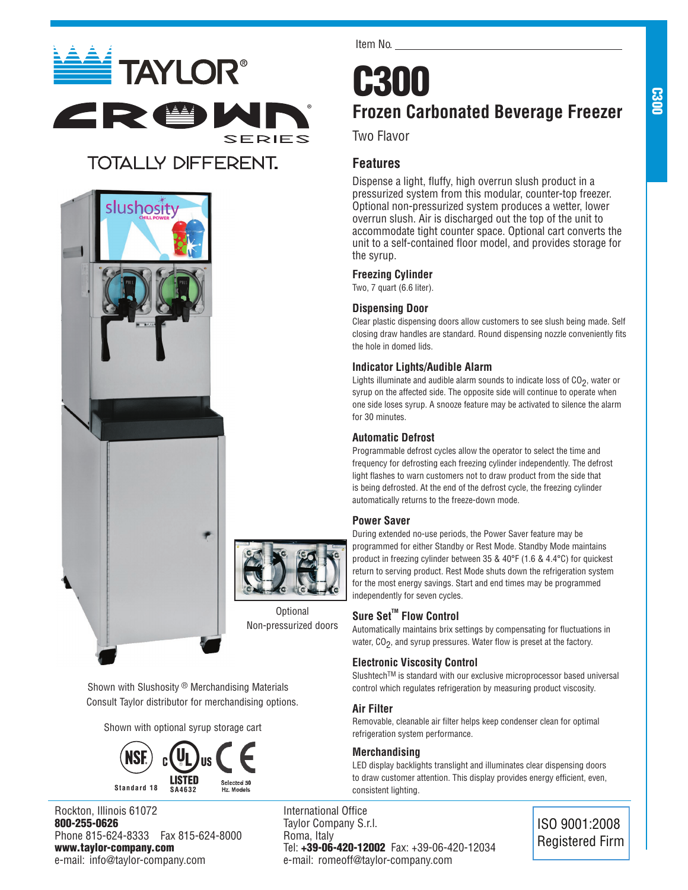TAYLOR®

CROWN® SERIES

TOTALLY DIFFERENT.

Item No. ______________________

# C300

## Frozen Carbonated Beverage Freezer

Two Flavor

### Features

Dispense a light, fluffy, high overrun slush product in a pressurized system from this modular, counter-top freezer. Optional non-pressurized system produces a wetter, lower overrun slush. Air is discharged out the top of the unit to accommodate tight counter space. Optional cart converts the unit to a self-contained floor model, and provides storage for the syrup.

**Freezing Cylinder**

Two, 7 quart (6.6 liter).

**Dispensing Door**

Clear plastic dispensing doors allow customers to see slush being made. Self closing draw handles are standard. Round dispensing nozzle conveniently fits the hole in domed lids.

**Indicator Lights/Audible Alarm**

Lights illuminate and audible alarm sounds to indicate loss of $CO_2$, water or syrup on the affected side. The opposite side will continue to operate when one side loses syrup. A snooze feature may be activated to silence the alarm for 30 minutes.

**Automatic Defrost**

Programmable defrost cycles allow the operator to select the time and frequency for defrosting each freezing cylinder independently. The defrost light flashes to warn customers not to draw product from the side that is being defrosted. At the end of the defrost cycle, the freezing cylinder automatically returns to the freeze-down mode.

**Power Saver**

During extended no-use periods, the Power Saver feature may be programmed for either Standby or Rest Mode. Standby Mode maintains product in freezing cylinder between 35 & 40°F (1.6 & 4.4°C) for quickest return to serving product. Rest Mode shuts down the refrigeration system for the most energy savings. Start and end times may be programmed independently for seven cycles.

**Sure Set™ Flow Control**

Automatically maintains brix settings by compensating for fluctuations in water, $CO_2$, and syrup pressures. Water flow is preset at the factory.

**Electronic Viscosity Control**

Slushtech™ is standard with our exclusive microprocessor based universal control which regulates refrigeration by measuring product viscosity.

**Air Filter**

Removable, cleanable air filter helps keep condenser clean for optimal refrigeration system performance.

**Merchandising**

LED display backlights translight and illuminates clear dispensing doors to draw customer attention. This display provides energy efficient, even, consistent lighting.

Optional Non-pressurized doors

Shown with Slushosity® Merchandising Materials
Consult Taylor distributor for merchandising options.

Shown with optional syrup storage cart

NSF Standard 18 | c UL us LISTED SA4632 | CE Selected 50 Hz. Models

Rockton, Illinois 61072
**800-255-0626**
Phone 815-624-8333 Fax 815-624-8000
**www.taylor-company.com**
e-mail: info@taylor-company.com

International Office
Taylor Company S.r.l.
Roma, Italy
Tel: **+39-06-420-12002** Fax: +39-06-420-12034
e-mail: romeoff@taylor-company.com

ISO 9001:2008 Registered Firm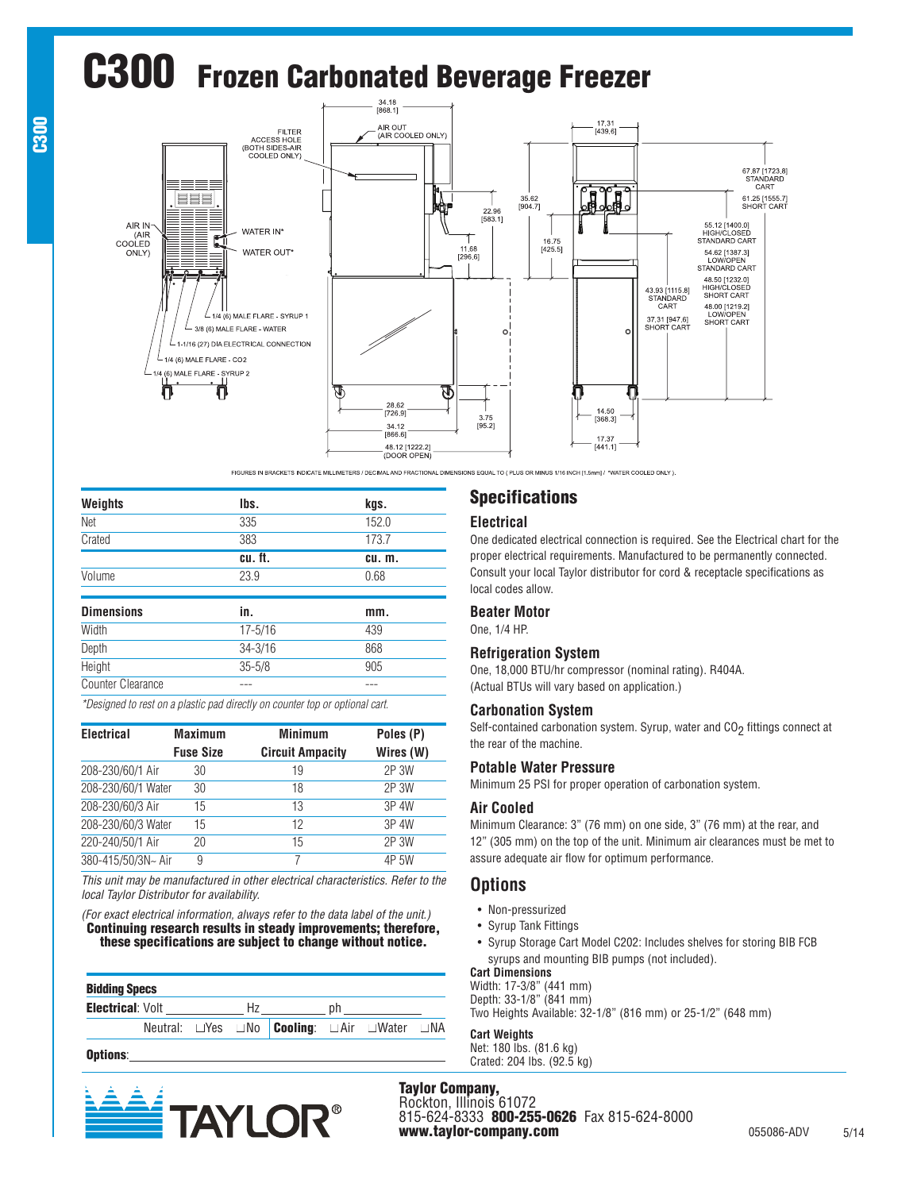# C300 Frozen Carbonated Beverage Freezer

FILTER ACCESS HOLE (BOTH SIDES-AIR COOLED ONLY)

AIR OUT (AIR COOLED ONLY)

AIR IN (AIR COOLED ONLY)

WATER IN*

WATER OUT*

1/4 (6) MALE FLARE - SYRUP 1

3/8 (8) MALE FLARE - WATER

1-1/16 (27) DIA ELECTRICAL CONNECTION

1/4 (6) MALE FLARE - CO2

1/4 (6) MALE FLARE - SYRUP 2

34.18 [868.1]

35.62 [904.7]

22.96 [583.1]

16.75 [425.5]

11.68 [296.6]

28.62 [726.9]

34.12 [866.6]

3.75 [95.2]

48.12 [1222.2] (DOOR OPEN)

17.31 [439.6]

67.87 [1723.8] STANDARD CART

61.25 [1555.7] SHORT CART

55.12 [1400.0] HIGH/CLOSED STANDARD CART

54.62 [1387.3] LOW/OPEN STANDARD CART

48.50 [1232.0] HIGH/CLOSED SHORT CART

48.00 [1219.2] LOW/OPEN SHORT CART

43.93 [1115.8] STANDARD CART

37.31 [947.6] SHORT CART

14.50 [368.3]

17.37 [441.1]

FIGURES IN BRACKETS INDICATE MILLIMETERS / DECIMAL AND FRACTIONAL DIMENSIONS EQUAL TO ( PLUS OR MINUS 1/16 INCH [1.5mm] / *WATER COOLED ONLY ).

| Weights | lbs. | kgs. |
|---|---|---|
| Net | 335 | 152.0 |
| Crated | 383 | 173.7 |
| | cu. ft. | cu. m. |
| Volume | 23.9 | 0.68 |

| Dimensions | in. | mm. |
|---|---|---|
| Width | 17-5/16 | 439 |
| Depth | 34-3/16 | 868 |
| Height | 35-5/8 | 905 |
| Counter Clearance | --- | --- |

*Designed to rest on a plastic pad directly on counter top or optional cart.*

| Electrical | Maximum Fuse Size | Minimum Circuit Ampacity | Poles (P) Wires (W) |
|---|---|---|---|
| 208-230/60/1 Air | 30 | 19 | 2P 3W |
| 208-230/60/1 Water | 30 | 18 | 2P 3W |
| 208-230/60/3 Air | 15 | 13 | 3P 4W |
| 208-230/60/3 Water | 15 | 12 | 3P 4W |
| 220-240/50/1 Air | 20 | 15 | 2P 3W |
| 380-415/50/3N~ Air | 9 | 7 | 4P 5W |

*This unit may be manufactured in other electrical characteristics. Refer to the local Taylor Distributor for availability.*

*(For exact electrical information, always refer to the data label of the unit.)*

**Continuing research results in steady improvements; therefore, these specifications are subject to change without notice.**

**Bidding Specs**

**Electrical**: Volt ________ Hz ________ ph ________

Neutral: ☐Yes ☐No | **Cooling**: ☐Air ☐Water ☐NA

**Options**: ____________________

## Specifications

### Electrical

One dedicated electrical connection is required. See the Electrical chart for the proper electrical requirements. Manufactured to be permanently connected. Consult your local Taylor distributor for cord & receptacle specifications as local codes allow.

### Beater Motor

One, 1/4 HP.

### Refrigeration System

One, 18,000 BTU/hr compressor (nominal rating). R404A. (Actual BTUs will vary based on application.)

### Carbonation System

Self-contained carbonation system. Syrup, water and $CO_2$ fittings connect at the rear of the machine.

### Potable Water Pressure

Minimum 25 PSI for proper operation of carbonation system.

### Air Cooled

Minimum Clearance: 3" (76 mm) on one side, 3" (76 mm) at the rear, and 12" (305 mm) on the top of the unit. Minimum air clearances must be met to assure adequate air flow for optimum performance.

## Options

- Non-pressurized
- Syrup Tank Fittings
- Syrup Storage Cart Model C202: Includes shelves for storing BIB FCB syrups and mounting BIB pumps (not included).

**Cart Dimensions**

Width: 17-3/8" (441 mm)
Depth: 33-1/8" (841 mm)
Two Heights Available: 32-1/8" (816 mm) or 25-1/2" (648 mm)

**Cart Weights**

Net: 180 lbs. (81.6 kg)
Crated: 204 lbs. (92.5 kg)

TAYLOR®

**Taylor Company,**
Rockton, Illinois 61072
815-624-8333 **800-255-0626** Fax 815-624-8000
**www.taylor-company.com**

055086-ADV 5/14